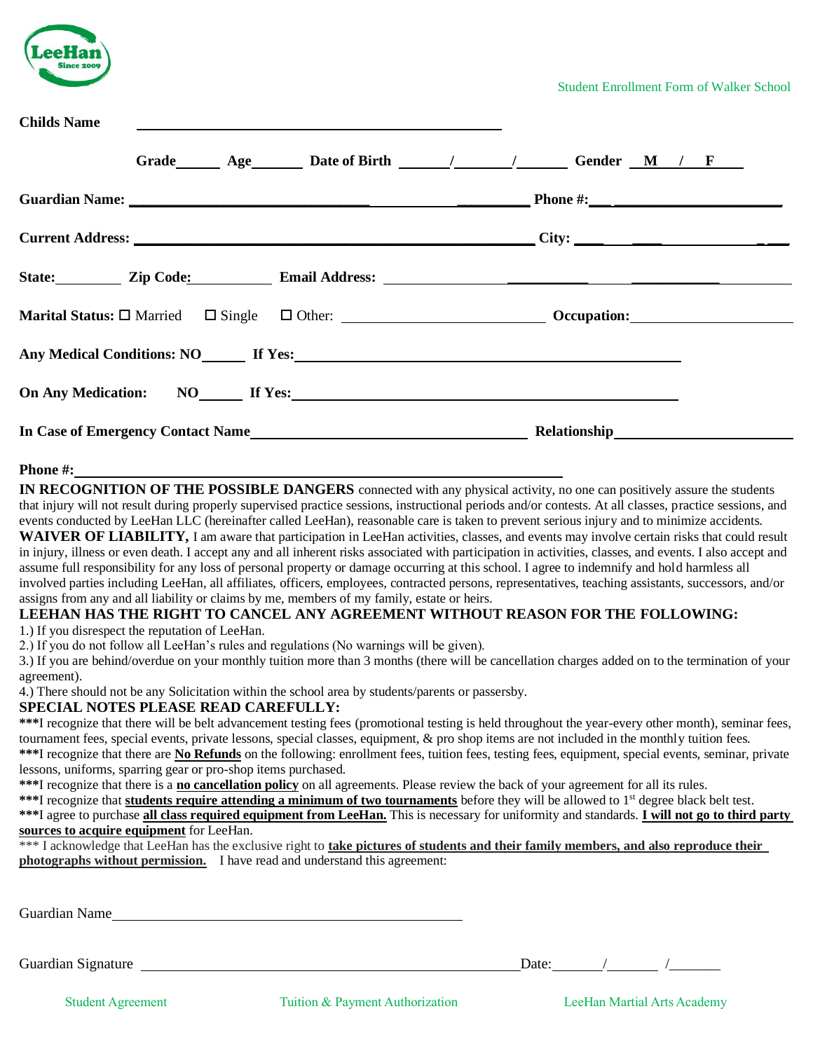LeeHan Since 2009

Student Enrollment Form of Walker School

**Childs Name** ____________________________________________

**Grade**______ **Age**_______ **Date of Birth** ______/_______/_______ **Gender** M / F

**Guardian Name:** ______________________________________________ **Phone #:**_______________________

**Current Address:** ______________________________________________ **City:** _______________________

**State:**_________ **Zip Code:**___________ **Email Address:** ______________________________________

**Marital Status:** ☐ Married ☐ Single ☐ Other: __________________________ **Occupation:**____________________

**Any Medical Conditions: NO**______ **If Yes:**______________________________________________

**On Any Medication: NO**______ **If Yes:**______________________________________________

**In Case of Emergency Contact Name**____________________________________ **Relationship**______________________

**Phone #:**______________________________________________

**IN RECOGNITION OF THE POSSIBLE DANGERS** connected with any physical activity, no one can positively assure the students that injury will not result during properly supervised practice sessions, instructional periods and/or contests. At all classes, practice sessions, and events conducted by LeeHan LLC (hereinafter called LeeHan), reasonable care is taken to prevent serious injury and to minimize accidents.
**WAIVER OF LIABILITY,** I am aware that participation in LeeHan activities, classes, and events may involve certain risks that could result in injury, illness or even death. I accept any and all inherent risks associated with participation in activities, classes, and events. I also accept and assume full responsibility for any loss of personal property or damage occurring at this school. I agree to indemnify and hold harmless all involved parties including LeeHan, all affiliates, officers, employees, contracted persons, representatives, teaching assistants, successors, and/or assigns from any and all liability or claims by me, members of my family, estate or heirs.

**LEEHAN HAS THE RIGHT TO CANCEL ANY AGREEMENT WITHOUT REASON FOR THE FOLLOWING:**

1.) If you disrespect the reputation of LeeHan.
2.) If you do not follow all LeeHan's rules and regulations (No warnings will be given).
3.) If you are behind/overdue on your monthly tuition more than 3 months (there will be cancellation charges added on to the termination of your agreement).
4.) There should not be any Solicitation within the school area by students/parents or passersby.

**SPECIAL NOTES PLEASE READ CAREFULLY:**

**\*\*\***I recognize that there will be belt advancement testing fees (promotional testing is held throughout the year-every other month), seminar fees, tournament fees, special events, private lessons, special classes, equipment, & pro shop items are not included in the monthly tuition fees.
**\*\*\***I recognize that there are **No Refunds** on the following: enrollment fees, tuition fees, testing fees, equipment, special events, seminar, private lessons, uniforms, sparring gear or pro-shop items purchased.
**\*\*\***I recognize that there is a **no cancellation policy** on all agreements. Please review the back of your agreement for all its rules.
**\*\*\***I recognize that **students require attending a minimum of two tournaments** before they will be allowed to 1st degree black belt test.
**\*\*\***I agree to purchase **all class required equipment from LeeHan.** This is necessary for uniformity and standards. **I will not go to third party sources to acquire equipment** for LeeHan.
\*\*\* I acknowledge that LeeHan has the exclusive right to **take pictures of students and their family members, and also reproduce their photographs without permission.** I have read and understand this agreement:

Guardian Name ____________________________________________

Guardian Signature ____________________________________________ Date:______/_______/_______

Student Agreement Tuition & Payment Authorization LeeHan Martial Arts Academy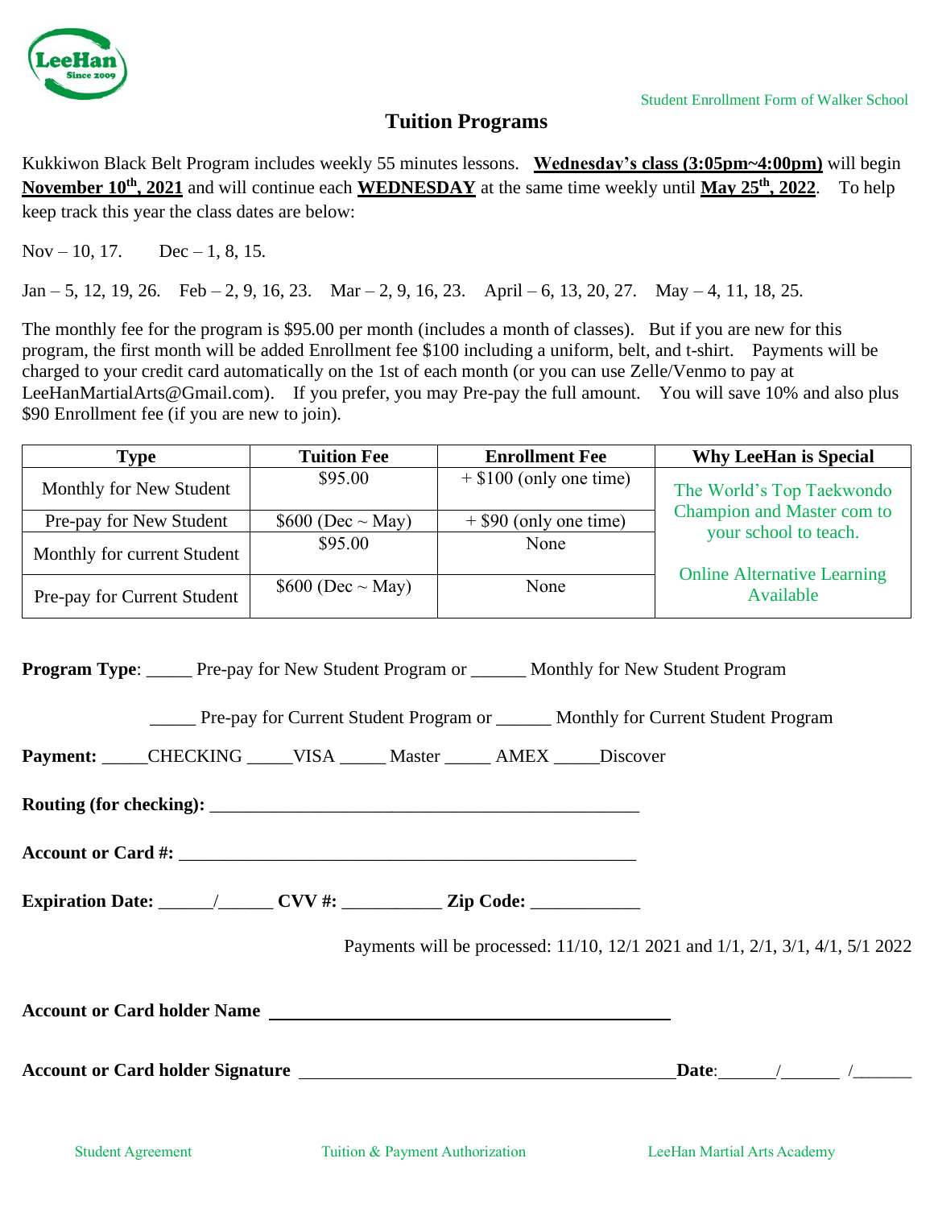Student Enrollment Form of Walker School

## Tuition Programs

Kukkiwon Black Belt Program includes weekly 55 minutes lessons. **Wednesday's class (3:05pm~4:00pm)** will begin **November 10th, 2021** and will continue each **WEDNESDAY** at the same time weekly until **May 25th, 2022**. To help keep track this year the class dates are below:

Nov – 10, 17. Dec – 1, 8, 15.

Jan – 5, 12, 19, 26. Feb – 2, 9, 16, 23. Mar – 2, 9, 16, 23. April – 6, 13, 20, 27. May – 4, 11, 18, 25.

The monthly fee for the program is $95.00 per month (includes a month of classes). But if you are new for this program, the first month will be added Enrollment fee $100 including a uniform, belt, and t-shirt. Payments will be charged to your credit card automatically on the 1st of each month (or you can use Zelle/Venmo to pay at LeeHanMartialArts@Gmail.com). If you prefer, you may Pre-pay the full amount. You will save 10% and also plus $90 Enrollment fee (if you are new to join).

| Type | Tuition Fee | Enrollment Fee | Why LeeHan is Special |
|---|---|---|---|
| Monthly for New Student | $95.00 | + $100 (only one time) | The World's Top Taekwondo Champion and Master com to your school to teach. |
| Pre-pay for New Student | $600 (Dec ~ May) | + $90 (only one time) | |
| Monthly for current Student | $95.00 | None | Online Alternative Learning Available |
| Pre-pay for Current Student | $600 (Dec ~ May) | None | |

**Program Type**: _____ Pre-pay for New Student Program or ______ Monthly for New Student Program

_____ Pre-pay for Current Student Program or ______ Monthly for Current Student Program

**Payment:** _____CHECKING _____VISA _____ Master _____ AMEX _____Discover

**Routing (for checking):** ________________________________________________

**Account or Card #:** ___________________________________________________

**Expiration Date:** ______/______ **CVV #:** ___________ **Zip Code:** ____________

Payments will be processed: 11/10, 12/1 2021 and 1/1, 2/1, 3/1, 4/1, 5/1 2022

**Account or Card holder Name** ____________________________________________

**Account or Card holder Signature** ________________________________________ **Date**:______/______ /______

Student Agreement Tuition & Payment Authorization LeeHan Martial Arts Academy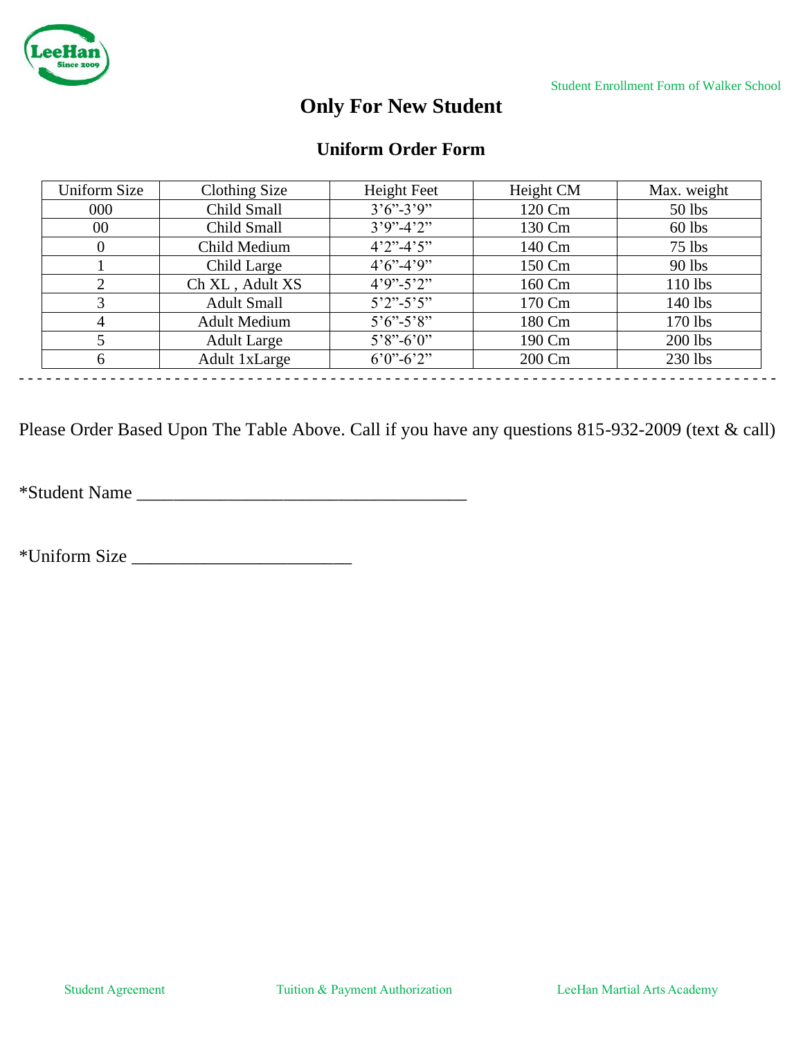Student Enrollment Form of Walker School

# Only For New Student

## Uniform Order Form

| Uniform Size | Clothing Size | Height Feet | Height CM | Max. weight |
|---|---|---|---|---|
| 000 | Child Small | 3’6”-3’9” | 120 Cm | 50 lbs |
| 00 | Child Small | 3’9”-4’2” | 130 Cm | 60 lbs |
| 0 | Child Medium | 4’2”-4’5” | 140 Cm | 75 lbs |
| 1 | Child Large | 4’6”-4’9” | 150 Cm | 90 lbs |
| 2 | Ch XL , Adult XS | 4’9”-5’2” | 160 Cm | 110 lbs |
| 3 | Adult Small | 5’2”-5’5” | 170 Cm | 140 lbs |
| 4 | Adult Medium | 5’6”-5’8” | 180 Cm | 170 lbs |
| 5 | Adult Large | 5’8”-6’0” | 190 Cm | 200 lbs |
| 6 | Adult 1xLarge | 6’0”-6’2” | 200 Cm | 230 lbs |

- - - - - - - - - - - - - - - - - - - - - - - - - - - - - - - - - - - - - - - - - - - - - - - - - - - - - - - - - - - - - - - - - - - - - - - - - - -

Please Order Based Upon The Table Above. Call if you have any questions 815-932-2009 (text & call)

*Student Name ____________________________________

*Uniform Size ________________________